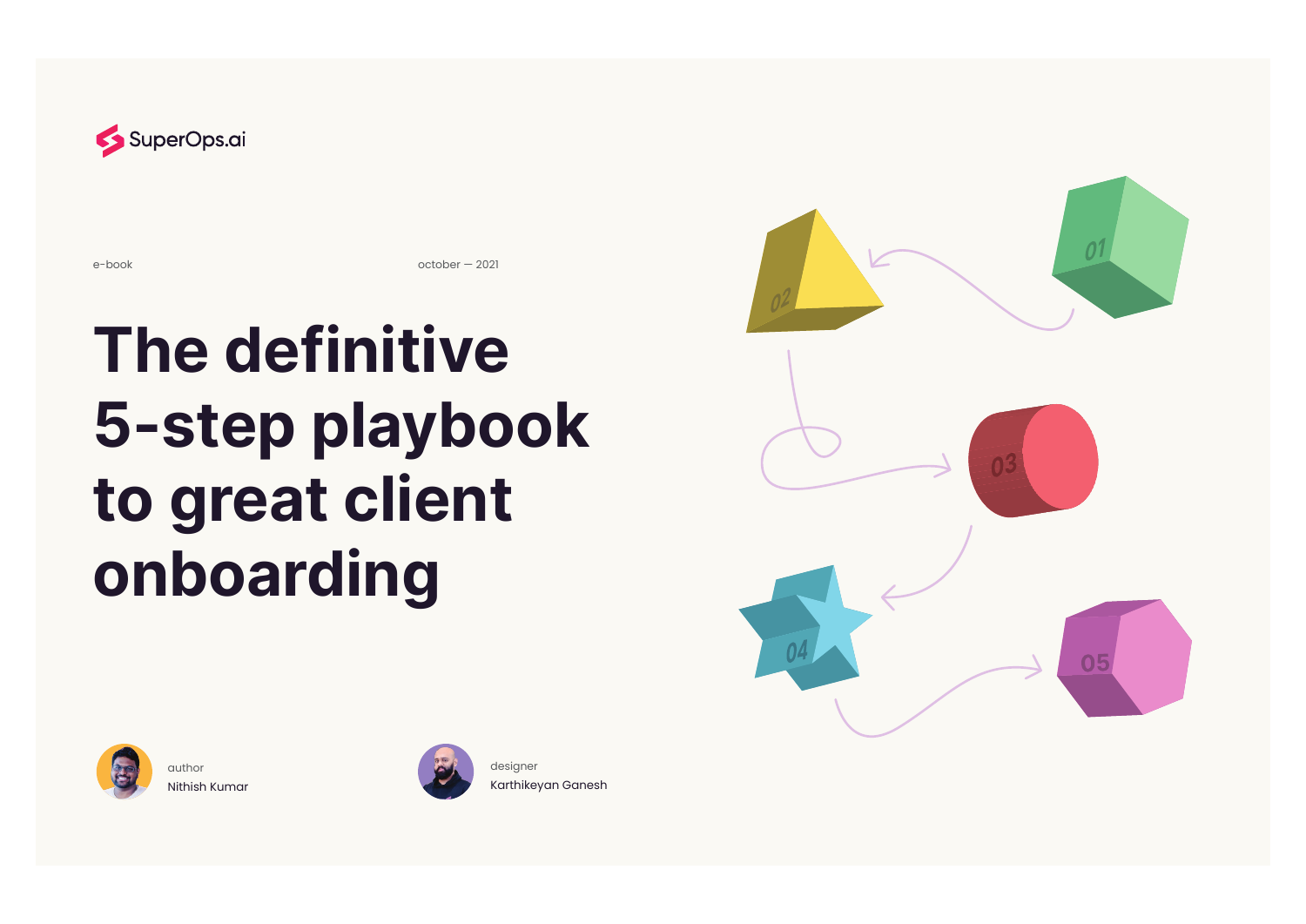SuperOps.ai

e-book

october — 2021

# The definitive 5-step playbook to great client onboarding

author
Nithish Kumar

designer
Karthikeyan Ganesh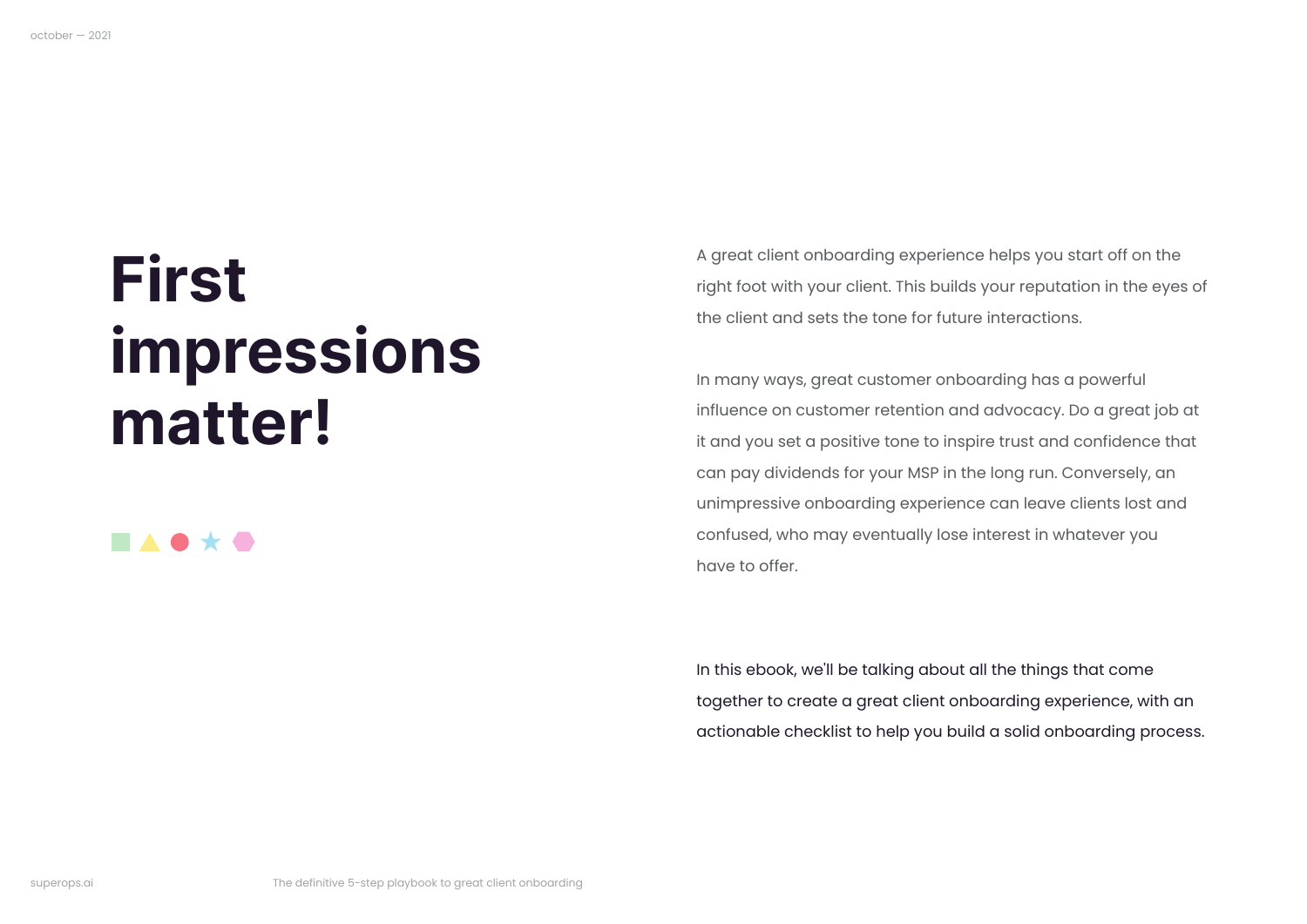# First impressions matter!

A great client onboarding experience helps you start off on the right foot with your client. This builds your reputation in the eyes of the client and sets the tone for future interactions.

In many ways, great customer onboarding has a powerful influence on customer retention and advocacy. Do a great job at it and you set a positive tone to inspire trust and confidence that can pay dividends for your MSP in the long run. Conversely, an unimpressive onboarding experience can leave clients lost and confused, who may eventually lose interest in whatever you have to offer.

In this ebook, we'll be talking about all the things that come together to create a great client onboarding experience, with an actionable checklist to help you build a solid onboarding process.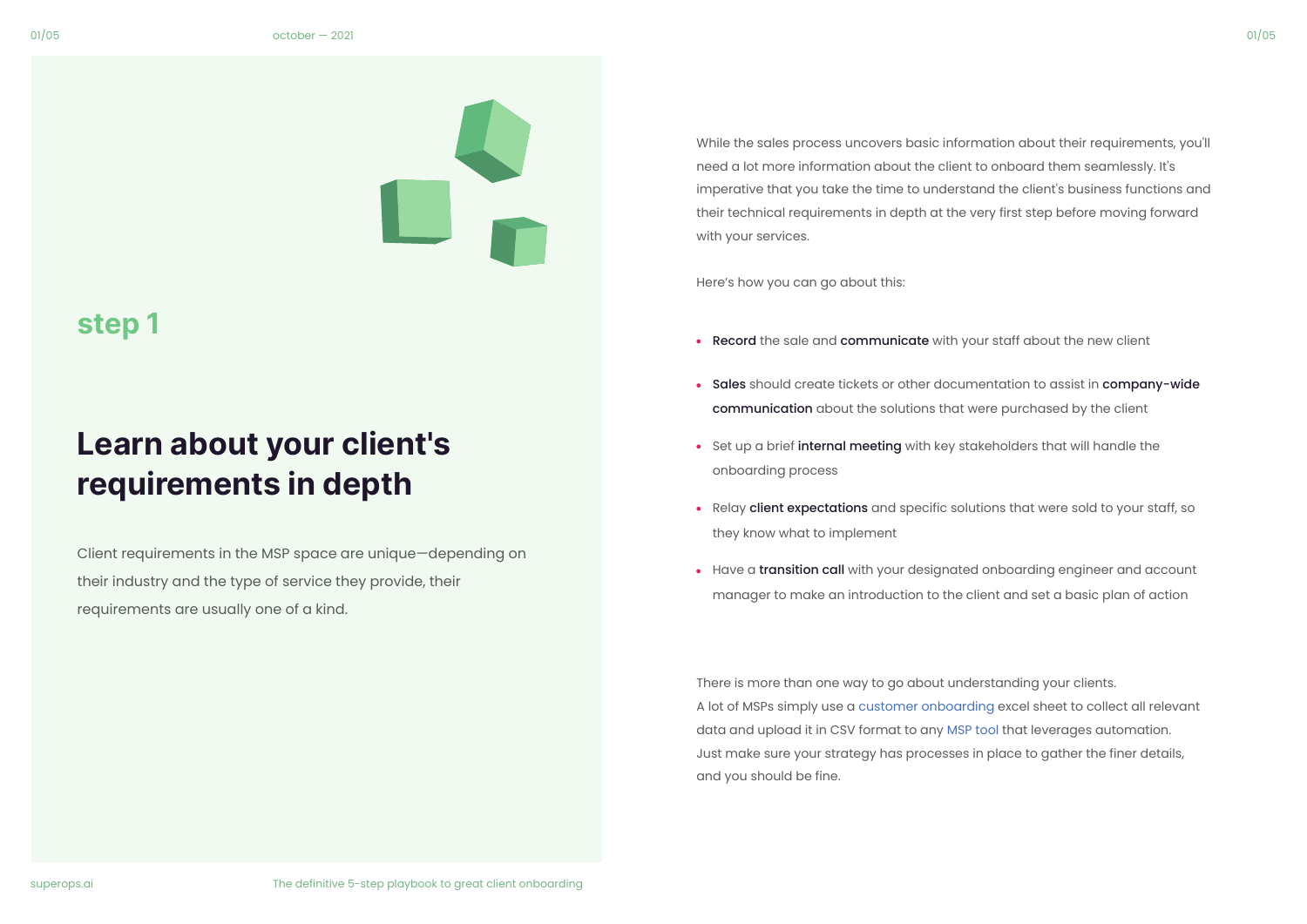step 1

# Learn about your client's requirements in depth

Client requirements in the MSP space are unique—depending on their industry and the type of service they provide, their requirements are usually one of a kind.

While the sales process uncovers basic information about their requirements, you'll need a lot more information about the client to onboard them seamlessly. It's imperative that you take the time to understand the client's business functions and their technical requirements in depth at the very first step before moving forward with your services.

Here's how you can go about this:

- **Record** the sale and **communicate** with your staff about the new client
- **Sales** should create tickets or other documentation to assist in **company-wide communication** about the solutions that were purchased by the client
- Set up a brief **internal meeting** with key stakeholders that will handle the onboarding process
- Relay **client expectations** and specific solutions that were sold to your staff, so they know what to implement
- Have a **transition call** with your designated onboarding engineer and account manager to make an introduction to the client and set a basic plan of action

There is more than one way to go about understanding your clients. A lot of MSPs simply use a customer onboarding excel sheet to collect all relevant data and upload it in CSV format to any MSP tool that leverages automation. Just make sure your strategy has processes in place to gather the finer details, and you should be fine.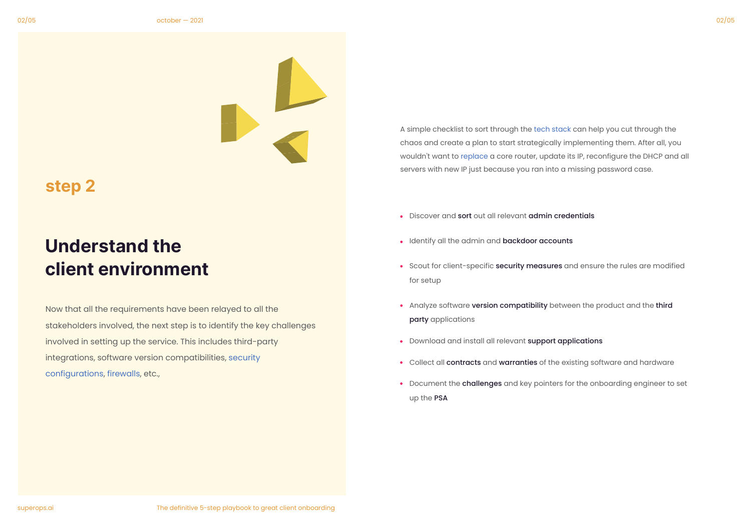## step 2

# Understand the client environment

Now that all the requirements have been relayed to all the stakeholders involved, the next step is to identify the key challenges involved in setting up the service. This includes third-party integrations, software version compatibilities, security configurations, firewalls, etc.,

A simple checklist to sort through the tech stack can help you cut through the chaos and create a plan to start strategically implementing them. After all, you wouldn't want to replace a core router, update its IP, reconfigure the DHCP and all servers with new IP just because you ran into a missing password case.

- Discover and **sort** out all relevant **admin credentials**
- Identify all the admin and **backdoor accounts**
- Scout for client-specific **security measures** and ensure the rules are modified for setup
- Analyze software **version compatibility** between the product and the **third party** applications
- Download and install all relevant **support applications**
- Collect all **contracts** and **warranties** of the existing software and hardware
- Document the **challenges** and key pointers for the onboarding engineer to set up the **PSA**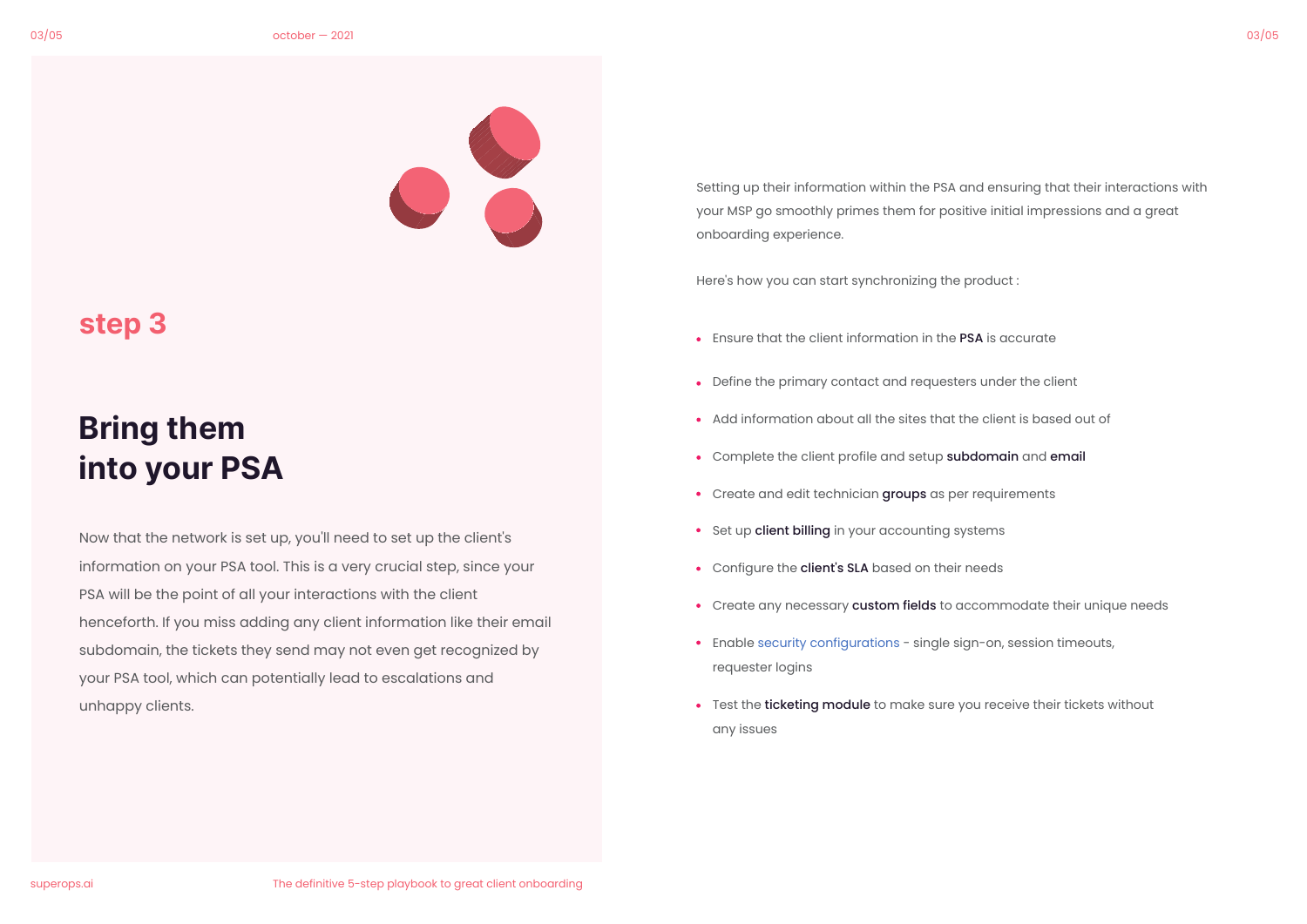## step 3

# Bring them into your PSA

Now that the network is set up, you'll need to set up the client's information on your PSA tool. This is a very crucial step, since your PSA will be the point of all your interactions with the client henceforth. If you miss adding any client information like their email subdomain, the tickets they send may not even get recognized by your PSA tool, which can potentially lead to escalations and unhappy clients.

Setting up their information within the PSA and ensuring that their interactions with your MSP go smoothly primes them for positive initial impressions and a great onboarding experience.

Here's how you can start synchronizing the product :

- Ensure that the client information in the **PSA** is accurate
- Define the primary contact and requesters under the client
- Add information about all the sites that the client is based out of
- Complete the client profile and setup **subdomain** and **email**
- Create and edit technician **groups** as per requirements
- Set up **client billing** in your accounting systems
- Configure the **client's SLA** based on their needs
- Create any necessary **custom fields** to accommodate their unique needs
- Enable security configurations - single sign-on, session timeouts, requester logins
- Test the **ticketing module** to make sure you receive their tickets without any issues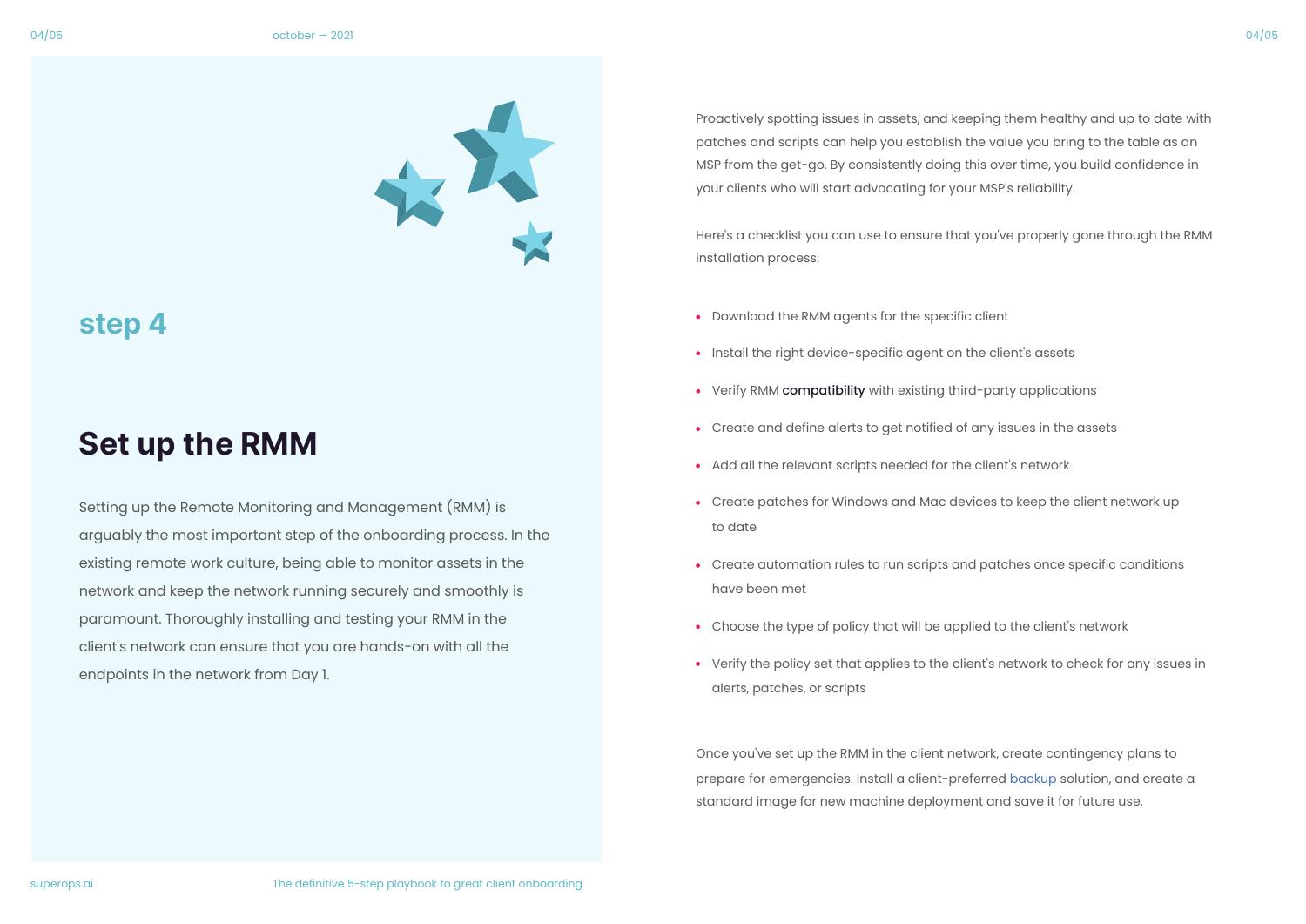## step 4

# Set up the RMM

Setting up the Remote Monitoring and Management (RMM) is arguably the most important step of the onboarding process. In the existing remote work culture, being able to monitor assets in the network and keep the network running securely and smoothly is paramount. Thoroughly installing and testing your RMM in the client's network can ensure that you are hands-on with all the endpoints in the network from Day 1.

Proactively spotting issues in assets, and keeping them healthy and up to date with patches and scripts can help you establish the value you bring to the table as an MSP from the get-go. By consistently doing this over time, you build confidence in your clients who will start advocating for your MSP's reliability.

Here's a checklist you can use to ensure that you've properly gone through the RMM installation process:

- Download the RMM agents for the specific client
- Install the right device-specific agent on the client's assets
- Verify RMM **compatibility** with existing third-party applications
- Create and define alerts to get notified of any issues in the assets
- Add all the relevant scripts needed for the client's network
- Create patches for Windows and Mac devices to keep the client network up to date
- Create automation rules to run scripts and patches once specific conditions have been met
- Choose the type of policy that will be applied to the client's network
- Verify the policy set that applies to the client's network to check for any issues in alerts, patches, or scripts

Once you've set up the RMM in the client network, create contingency plans to prepare for emergencies. Install a client-preferred backup solution, and create a standard image for new machine deployment and save it for future use.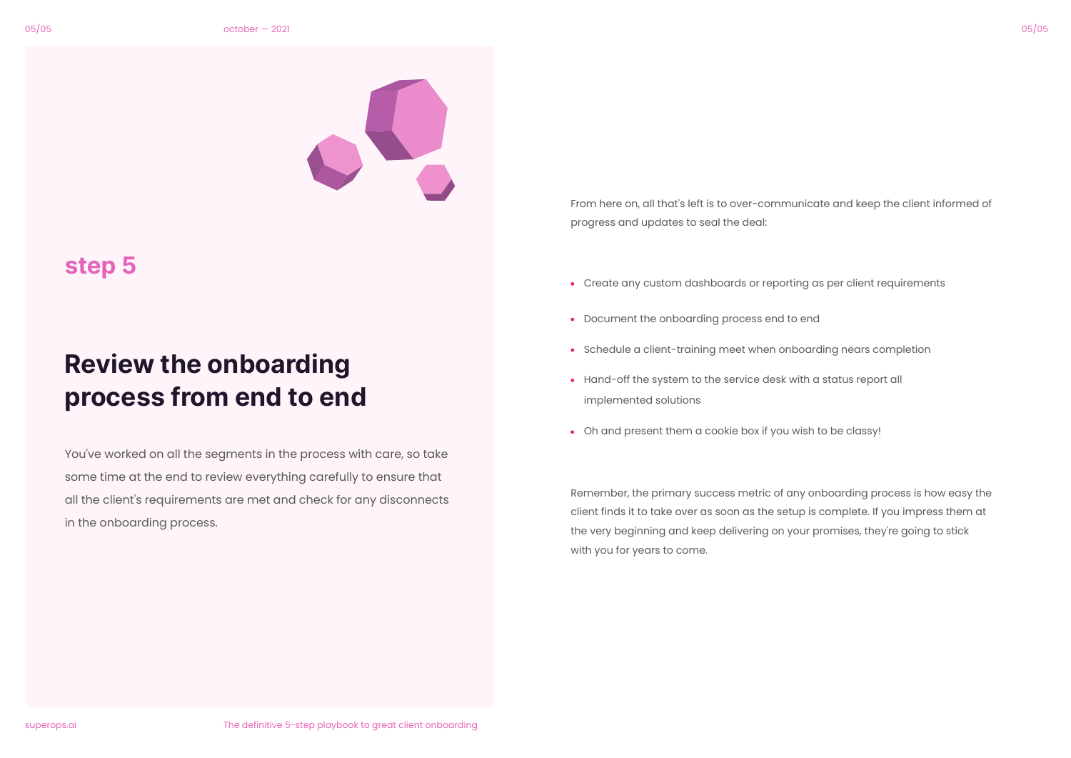## step 5

# Review the onboarding process from end to end

You've worked on all the segments in the process with care, so take some time at the end to review everything carefully to ensure that all the client's requirements are met and check for any disconnects in the onboarding process.

From here on, all that's left is to over-communicate and keep the client informed of progress and updates to seal the deal:

- Create any custom dashboards or reporting as per client requirements
- Document the onboarding process end to end
- Schedule a client-training meet when onboarding nears completion
- Hand-off the system to the service desk with a status report all implemented solutions
- Oh and present them a cookie box if you wish to be classy!

Remember, the primary success metric of any onboarding process is how easy the client finds it to take over as soon as the setup is complete. If you impress them at the very beginning and keep delivering on your promises, they're going to stick with you for years to come.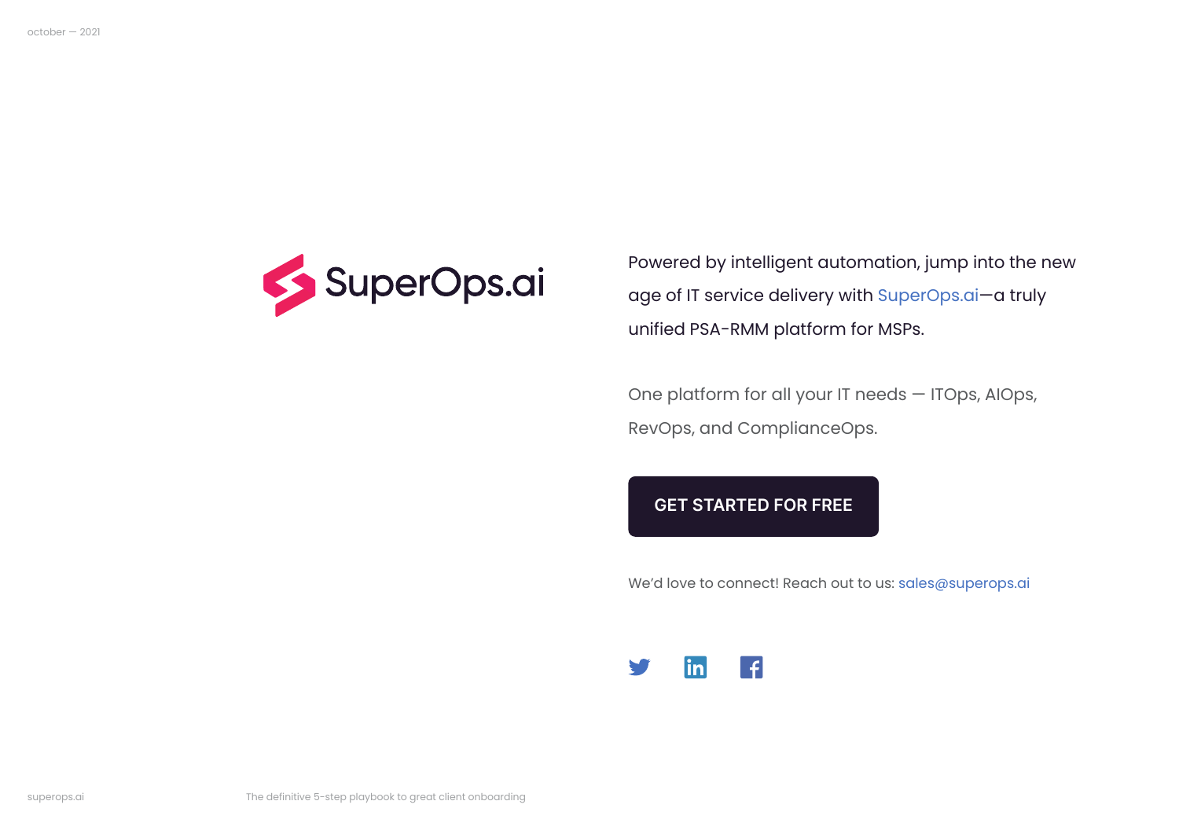SuperOps.ai

Powered by intelligent automation, jump into the new age of IT service delivery with SuperOps.ai—a truly unified PSA-RMM platform for MSPs.

One platform for all your IT needs — ITOps, AIOps, RevOps, and ComplianceOps.

GET STARTED FOR FREE

We'd love to connect! Reach out to us: sales@superops.ai